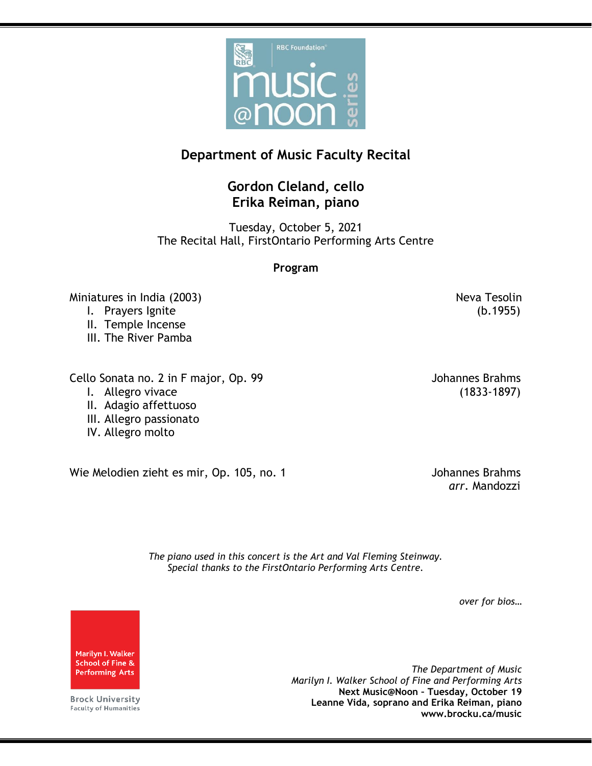RBC Foundation

music @noon series

# Department of Music Faculty Recital

## Gordon Cleland, cello
## Erika Reiman, piano

Tuesday, October 5, 2021
The Recital Hall, FirstOntario Performing Arts Centre

### Program

Miniatures in India (2003) — Neva Tesolin (b.1955)

I. Prayers Ignite
II. Temple Incense
III. The River Pamba

Cello Sonata no. 2 in F major, Op. 99 — Johannes Brahms (1833-1897)

I. Allegro vivace
II. Adagio affettuoso
III. Allegro passionato
IV. Allegro molto

Wie Melodien zieht es mir, Op. 105, no. 1 — Johannes Brahms, *arr.* Mandozzi

*The piano used in this concert is the Art and Val Fleming Steinway.*
*Special thanks to the FirstOntario Performing Arts Centre.*

*over for bios…*

Marilyn I. Walker School of Fine & Performing Arts
Brock University
Faculty of Humanities

*The Department of Music*
*Marilyn I. Walker School of Fine and Performing Arts*
**Next Music@Noon – Tuesday, October 19**
**Leanne Vida, soprano and Erika Reiman, piano**
**www.brocku.ca/music**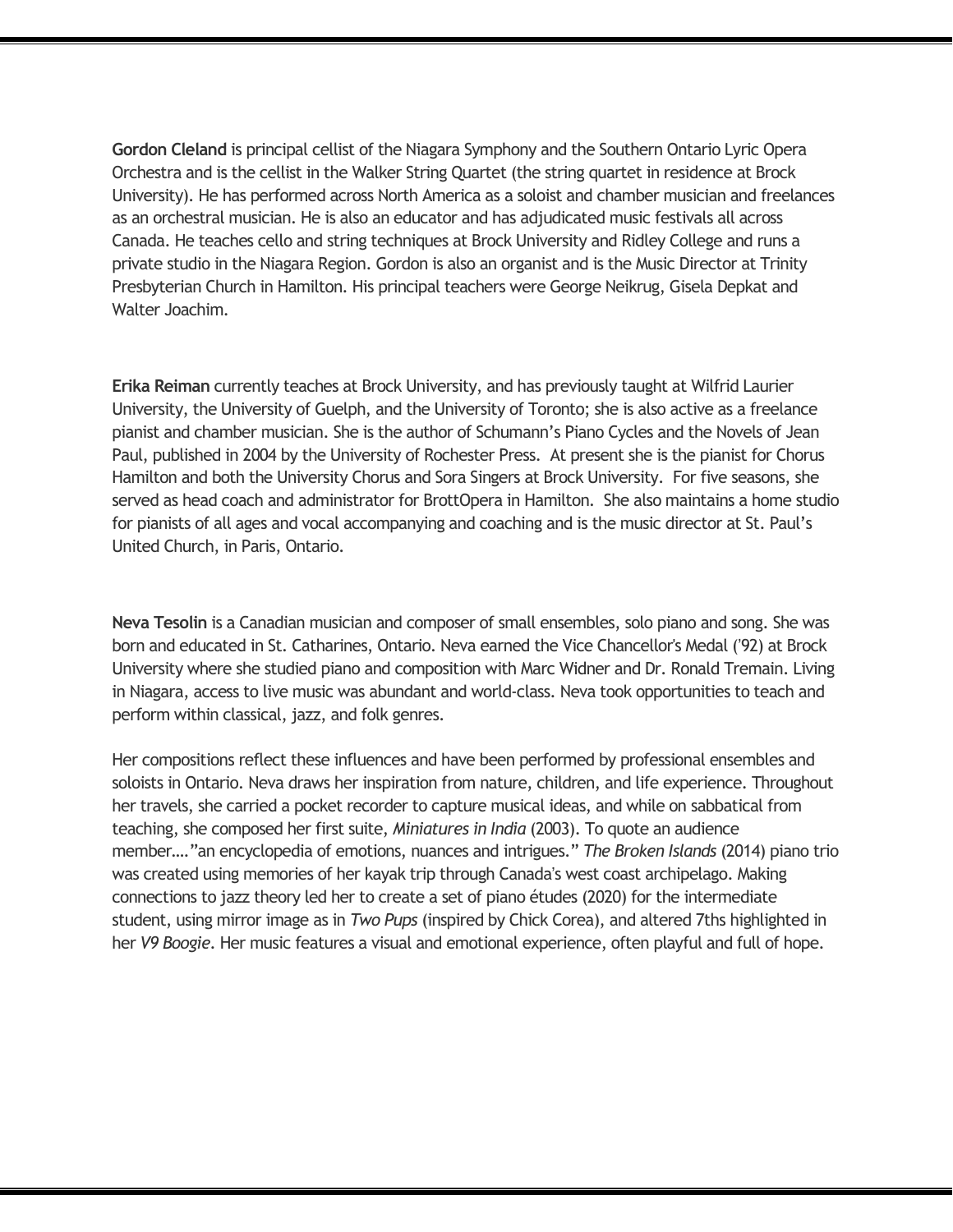**Gordon Cleland** is principal cellist of the Niagara Symphony and the Southern Ontario Lyric Opera Orchestra and is the cellist in the Walker String Quartet (the string quartet in residence at Brock University). He has performed across North America as a soloist and chamber musician and freelances as an orchestral musician. He is also an educator and has adjudicated music festivals all across Canada. He teaches cello and string techniques at Brock University and Ridley College and runs a private studio in the Niagara Region. Gordon is also an organist and is the Music Director at Trinity Presbyterian Church in Hamilton. His principal teachers were George Neikrug, Gisela Depkat and Walter Joachim.

**Erika Reiman** currently teaches at Brock University, and has previously taught at Wilfrid Laurier University, the University of Guelph, and the University of Toronto; she is also active as a freelance pianist and chamber musician. She is the author of Schumann's Piano Cycles and the Novels of Jean Paul, published in 2004 by the University of Rochester Press. At present she is the pianist for Chorus Hamilton and both the University Chorus and Sora Singers at Brock University. For five seasons, she served as head coach and administrator for BrottOpera in Hamilton. She also maintains a home studio for pianists of all ages and vocal accompanying and coaching and is the music director at St. Paul's United Church, in Paris, Ontario.

**Neva Tesolin** is a Canadian musician and composer of small ensembles, solo piano and song. She was born and educated in St. Catharines, Ontario. Neva earned the Vice Chancellor's Medal ('92) at Brock University where she studied piano and composition with Marc Widner and Dr. Ronald Tremain. Living in Niagara, access to live music was abundant and world-class. Neva took opportunities to teach and perform within classical, jazz, and folk genres.

Her compositions reflect these influences and have been performed by professional ensembles and soloists in Ontario. Neva draws her inspiration from nature, children, and life experience. Throughout her travels, she carried a pocket recorder to capture musical ideas, and while on sabbatical from teaching, she composed her first suite, *Miniatures in India* (2003). To quote an audience member…."an encyclopedia of emotions, nuances and intrigues." *The Broken Islands* (2014) piano trio was created using memories of her kayak trip through Canada's west coast archipelago. Making connections to jazz theory led her to create a set of piano études (2020) for the intermediate student, using mirror image as in *Two Pups* (inspired by Chick Corea), and altered 7ths highlighted in her *V9 Boogie*. Her music features a visual and emotional experience, often playful and full of hope.